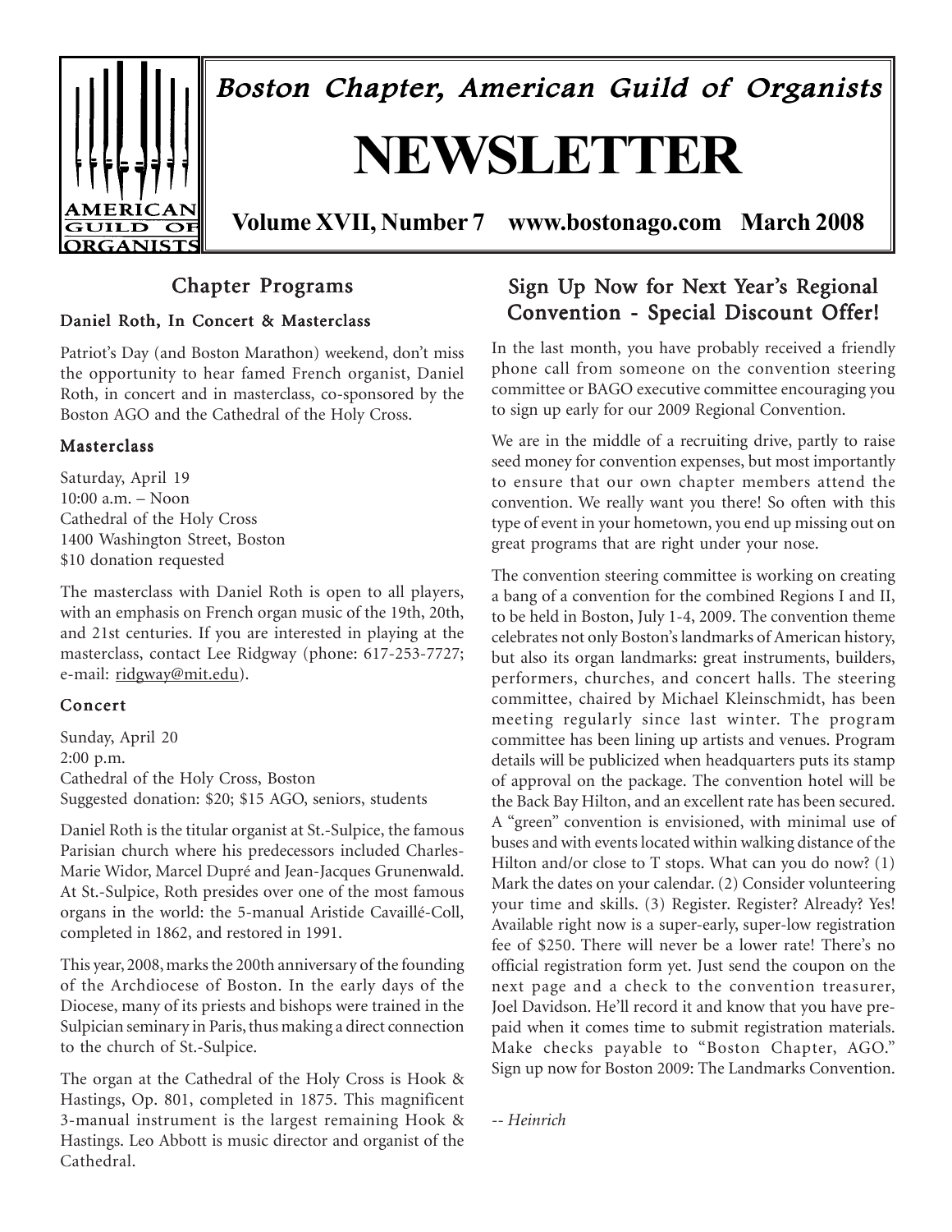# Boston Chapter, American Guild of Organists

# NEWSLETTER

**Volume XVII, Number 7 www.bostonago.com March 2008**

## Chapter Programs

### Daniel Roth, In Concert & Masterclass

Patriot's Day (and Boston Marathon) weekend, don't miss the opportunity to hear famed French organist, Daniel Roth, in concert and in masterclass, co-sponsored by the Boston AGO and the Cathedral of the Holy Cross.

### Masterclass

Saturday, April 19
10:00 a.m. – Noon
Cathedral of the Holy Cross
1400 Washington Street, Boston
$10 donation requested

The masterclass with Daniel Roth is open to all players, with an emphasis on French organ music of the 19th, 20th, and 21st centuries. If you are interested in playing at the masterclass, contact Lee Ridgway (phone: 617-253-7727; e-mail: ridgway@mit.edu).

### Concert

Sunday, April 20
2:00 p.m.
Cathedral of the Holy Cross, Boston
Suggested donation: $20; $15 AGO, seniors, students

Daniel Roth is the titular organist at St.-Sulpice, the famous Parisian church where his predecessors included Charles-Marie Widor, Marcel Dupré and Jean-Jacques Grunenwald. At St.-Sulpice, Roth presides over one of the most famous organs in the world: the 5-manual Aristide Cavaillé-Coll, completed in 1862, and restored in 1991.

This year, 2008, marks the 200th anniversary of the founding of the Archdiocese of Boston. In the early days of the Diocese, many of its priests and bishops were trained in the Sulpician seminary in Paris, thus making a direct connection to the church of St.-Sulpice.

The organ at the Cathedral of the Holy Cross is Hook & Hastings, Op. 801, completed in 1875. This magnificent 3-manual instrument is the largest remaining Hook & Hastings. Leo Abbott is music director and organist of the Cathedral.

## Sign Up Now for Next Year's Regional Convention - Special Discount Offer!

In the last month, you have probably received a friendly phone call from someone on the convention steering committee or BAGO executive committee encouraging you to sign up early for our 2009 Regional Convention.

We are in the middle of a recruiting drive, partly to raise seed money for convention expenses, but most importantly to ensure that our own chapter members attend the convention. We really want you there! So often with this type of event in your hometown, you end up missing out on great programs that are right under your nose.

The convention steering committee is working on creating a bang of a convention for the combined Regions I and II, to be held in Boston, July 1-4, 2009. The convention theme celebrates not only Boston's landmarks of American history, but also its organ landmarks: great instruments, builders, performers, churches, and concert halls. The steering committee, chaired by Michael Kleinschmidt, has been meeting regularly since last winter. The program committee has been lining up artists and venues. Program details will be publicized when headquarters puts its stamp of approval on the package. The convention hotel will be the Back Bay Hilton, and an excellent rate has been secured. A "green" convention is envisioned, with minimal use of buses and with events located within walking distance of the Hilton and/or close to T stops. What can you do now? (1) Mark the dates on your calendar. (2) Consider volunteering your time and skills. (3) Register. Register? Already? Yes! Available right now is a super-early, super-low registration fee of $250. There will never be a lower rate! There's no official registration form yet. Just send the coupon on the next page and a check to the convention treasurer, Joel Davidson. He'll record it and know that you have pre-paid when it comes time to submit registration materials. Make checks payable to "Boston Chapter, AGO." Sign up now for Boston 2009: The Landmarks Convention.

*-- Heinrich*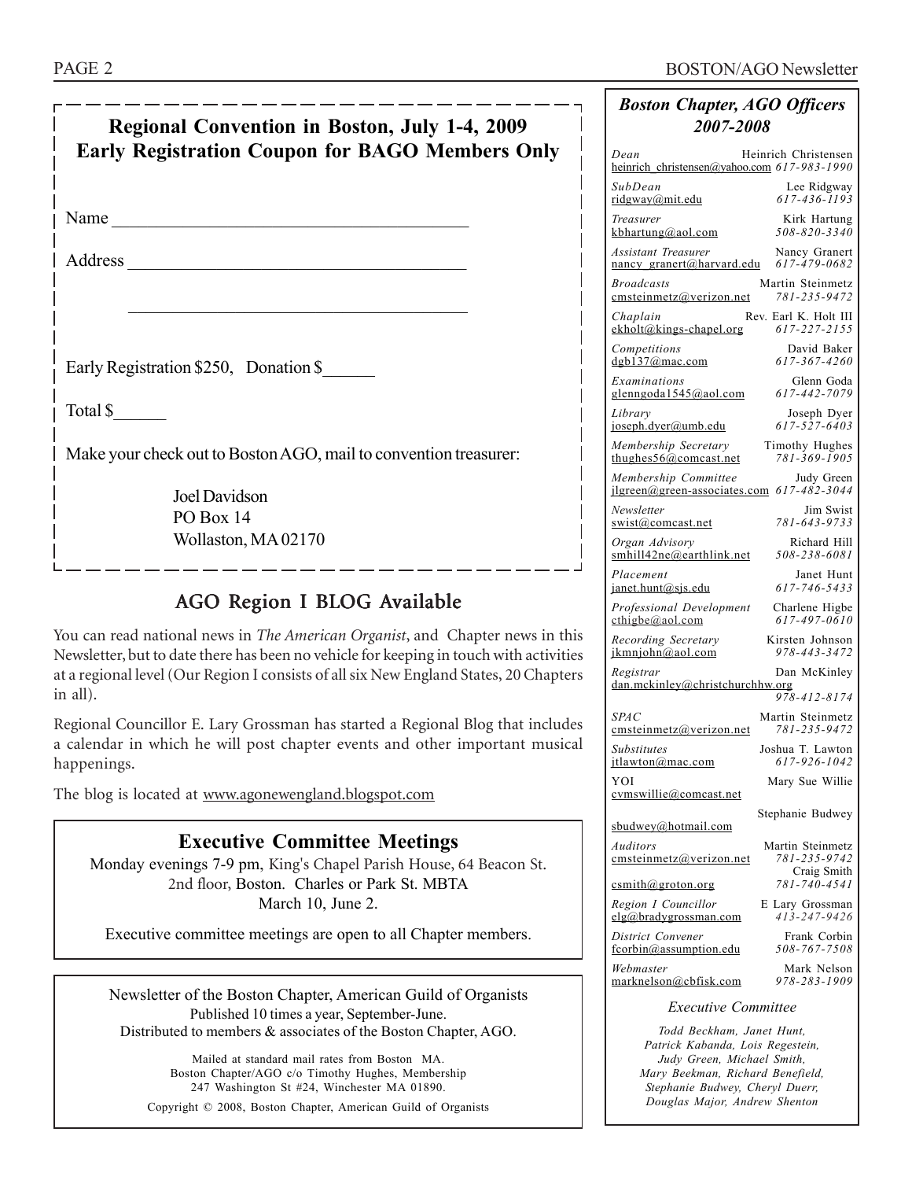## Regional Convention in Boston, July 1-4, 2009
## Early Registration Coupon for BAGO Members Only

Name ________________________________________

Address ______________________________________

______________________________________

Early Registration $250, Donation $______

Total $______

Make your check out to Boston AGO, mail to convention treasurer:

Joel Davidson
PO Box 14
Wollaston, MA 02170

## AGO Region I BLOG Available

You can read national news in *The American Organist*, and Chapter news in this Newsletter, but to date there has been no vehicle for keeping in touch with activities at a regional level (Our Region I consists of all six New England States, 20 Chapters in all).

Regional Councillor E. Lary Grossman has started a Regional Blog that includes a calendar in which he will post chapter events and other important musical happenings.

The blog is located at www.agonewengland.blogspot.com

## Executive Committee Meetings

Monday evenings 7-9 pm, King's Chapel Parish House, 64 Beacon St. 2nd floor, Boston. Charles or Park St. MBTA
March 10, June 2.

Executive committee meetings are open to all Chapter members.

Newsletter of the Boston Chapter, American Guild of Organists
Published 10 times a year, September-June.
Distributed to members & associates of the Boston Chapter, AGO.

Mailed at standard mail rates from Boston MA.
Boston Chapter/AGO c/o Timothy Hughes, Membership
247 Washington St #24, Winchester MA 01890.

Copyright © 2008, Boston Chapter, American Guild of Organists

## *Boston Chapter, AGO Officers 2007-2008*

| Position | Name | Email | Phone |
|---|---|---|---|
| *Dean* | Heinrich Christensen | heinrich_christensen@yahoo.com | *617-983-1990* |
| *SubDean* | Lee Ridgway | ridgway@mit.edu | *617-436-1193* |
| *Treasurer* | Kirk Hartung | kbhartung@aol.com | *508-820-3340* |
| *Assistant Treasurer* | Nancy Granert | nancy_granert@harvard.edu | *617-479-0682* |
| *Broadcasts* | Martin Steinmetz | cmsteinmetz@verizon.net | *781-235-9472* |
| *Chaplain* | Rev. Earl K. Holt III | ekholt@kings-chapel.org | *617-227-2155* |
| *Competitions* | David Baker | dgb137@mac.com | *617-367-4260* |
| *Examinations* | Glenn Goda | glenngoda1545@aol.com | *617-442-7079* |
| *Library* | Joseph Dyer | joseph.dyer@umb.edu | *617-527-6403* |
| *Membership Secretary* | Timothy Hughes | thughes56@comcast.net | *781-369-1905* |
| *Membership Committee* | Judy Green | jlgreen@green-associates.com | *617-482-3044* |
| *Newsletter* | Jim Swist | swist@comcast.net | *781-643-9733* |
| *Organ Advisory* | Richard Hill | smhill42ne@earthlink.net | *508-238-6081* |
| *Placement* | Janet Hunt | janet.hunt@sjs.edu | *617-746-5433* |
| *Professional Development* | Charlene Higbe | cthigbe@aol.com | *617-497-0610* |
| *Recording Secretary* | Kirsten Johnson | jkmnjohn@aol.com | *978-443-3472* |
| *Registrar* | Dan McKinley | dan.mckinley@christchurchhw.org | *978-412-8174* |
| *SPAC* | Martin Steinmetz | cmsteinmetz@verizon.net | *781-235-9472* |
| *Substitutes* | Joshua T. Lawton | jtlawton@mac.com | *617-926-1042* |
| YOI | Mary Sue Willie | cvmswillie@comcast.net | |
| | Stephanie Budwey | sbudwey@hotmail.com | |
| *Auditors* | Martin Steinmetz | cmsteinmetz@verizon.net | *781-235-9742* |
| | Craig Smith | csmith@groton.org | *781-740-4541* |
| *Region I Councillor* | E Lary Grossman | elg@bradygrossman.com | *413-247-9426* |
| *District Convener* | Frank Corbin | fcorbin@assumption.edu | *508-767-7508* |
| *Webmaster* | Mark Nelson | marknelson@cbfisk.com | *978-283-1909* |

*Executive Committee*

*Todd Beckham, Janet Hunt, Patrick Kabanda, Lois Regestein, Judy Green, Michael Smith, Mary Beekman, Richard Benefield, Stephanie Budwey, Cheryl Duerr, Douglas Major, Andrew Shenton*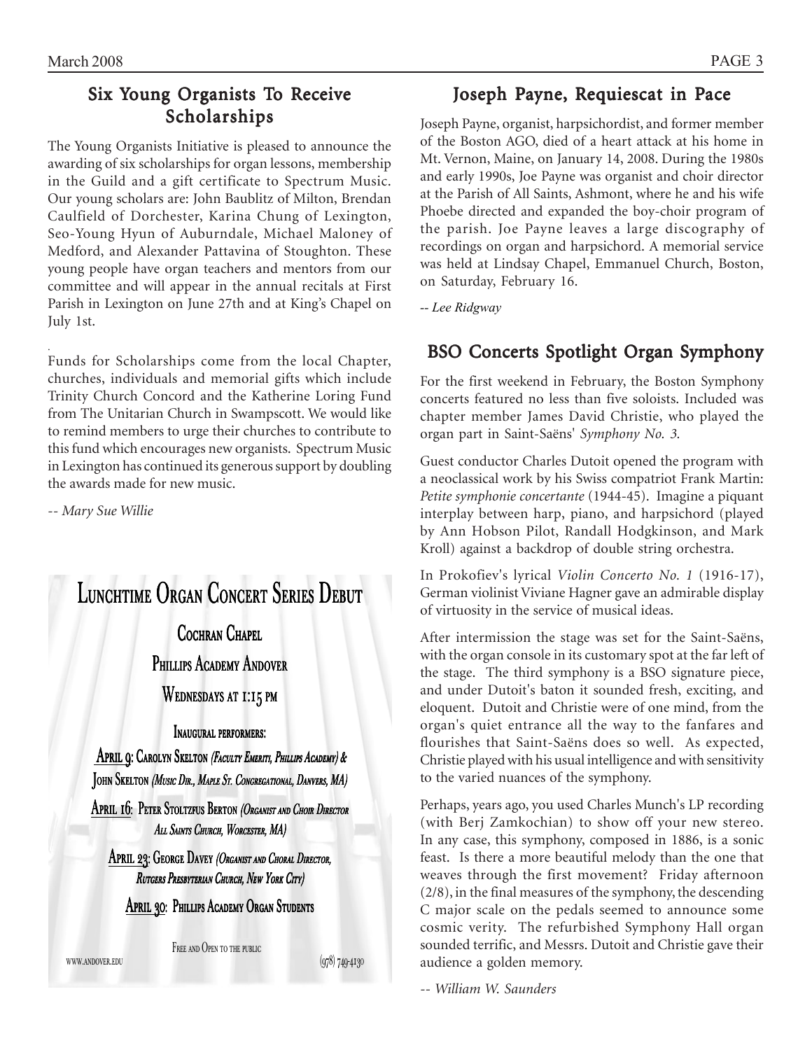## Six Young Organists To Receive Scholarships

The Young Organists Initiative is pleased to announce the awarding of six scholarships for organ lessons, membership in the Guild and a gift certificate to Spectrum Music. Our young scholars are: John Baublitz of Milton, Brendan Caulfield of Dorchester, Karina Chung of Lexington, Seo-Young Hyun of Auburndale, Michael Maloney of Medford, and Alexander Pattavina of Stoughton. These young people have organ teachers and mentors from our committee and will appear in the annual recitals at First Parish in Lexington on June 27th and at King's Chapel on July 1st.

Funds for Scholarships come from the local Chapter, churches, individuals and memorial gifts which include Trinity Church Concord and the Katherine Loring Fund from The Unitarian Church in Swampscott. We would like to remind members to urge their churches to contribute to this fund which encourages new organists. Spectrum Music in Lexington has continued its generous support by doubling the awards made for new music.

*-- Mary Sue Willie*

## Lunchtime Organ Concert Series Debut

**Cochran Chapel**

**Phillips Academy Andover**

**Wednesdays at 1:15 pm**

**Inaugural performers:**

**April 9**: Carolyn Skelton *(Faculty Emeriti, Phillips Academy)* & John Skelton *(Music Dir., Maple St. Congregational, Danvers, MA)*

**April 16**: Peter Stoltzfus Berton *(Organist and Choir Director All Saints Church, Worcester, MA)*

**April 23**: George Davey *(Organist and Choral Director, Rutgers Presbyterian Church, New York City)*

**April 30**: Phillips Academy Organ Students

Free and Open to the public

www.andover.edu (978) 749-4130

## Joseph Payne, Requiescat in Pace

Joseph Payne, organist, harpsichordist, and former member of the Boston AGO, died of a heart attack at his home in Mt. Vernon, Maine, on January 14, 2008. During the 1980s and early 1990s, Joe Payne was organist and choir director at the Parish of All Saints, Ashmont, where he and his wife Phoebe directed and expanded the boy-choir program of the parish. Joe Payne leaves a large discography of recordings on organ and harpsichord. A memorial service was held at Lindsay Chapel, Emmanuel Church, Boston, on Saturday, February 16.

*-- Lee Ridgway*

## BSO Concerts Spotlight Organ Symphony

For the first weekend in February, the Boston Symphony concerts featured no less than five soloists. Included was chapter member James David Christie, who played the organ part in Saint-Saëns' *Symphony No. 3*.

Guest conductor Charles Dutoit opened the program with a neoclassical work by his Swiss compatriot Frank Martin: *Petite symphonie concertante* (1944-45). Imagine a piquant interplay between harp, piano, and harpsichord (played by Ann Hobson Pilot, Randall Hodgkinson, and Mark Kroll) against a backdrop of double string orchestra.

In Prokofiev's lyrical *Violin Concerto No. 1* (1916-17), German violinist Viviane Hagner gave an admirable display of virtuosity in the service of musical ideas.

After intermission the stage was set for the Saint-Saëns, with the organ console in its customary spot at the far left of the stage. The third symphony is a BSO signature piece, and under Dutoit's baton it sounded fresh, exciting, and eloquent. Dutoit and Christie were of one mind, from the organ's quiet entrance all the way to the fanfares and flourishes that Saint-Saëns does so well. As expected, Christie played with his usual intelligence and with sensitivity to the varied nuances of the symphony.

Perhaps, years ago, you used Charles Munch's LP recording (with Berj Zamkochian) to show off your new stereo. In any case, this symphony, composed in 1886, is a sonic feast. Is there a more beautiful melody than the one that weaves through the first movement? Friday afternoon (2/8), in the final measures of the symphony, the descending C major scale on the pedals seemed to announce some cosmic verity. The refurbished Symphony Hall organ sounded terrific, and Messrs. Dutoit and Christie gave their audience a golden memory.

*-- William W. Saunders*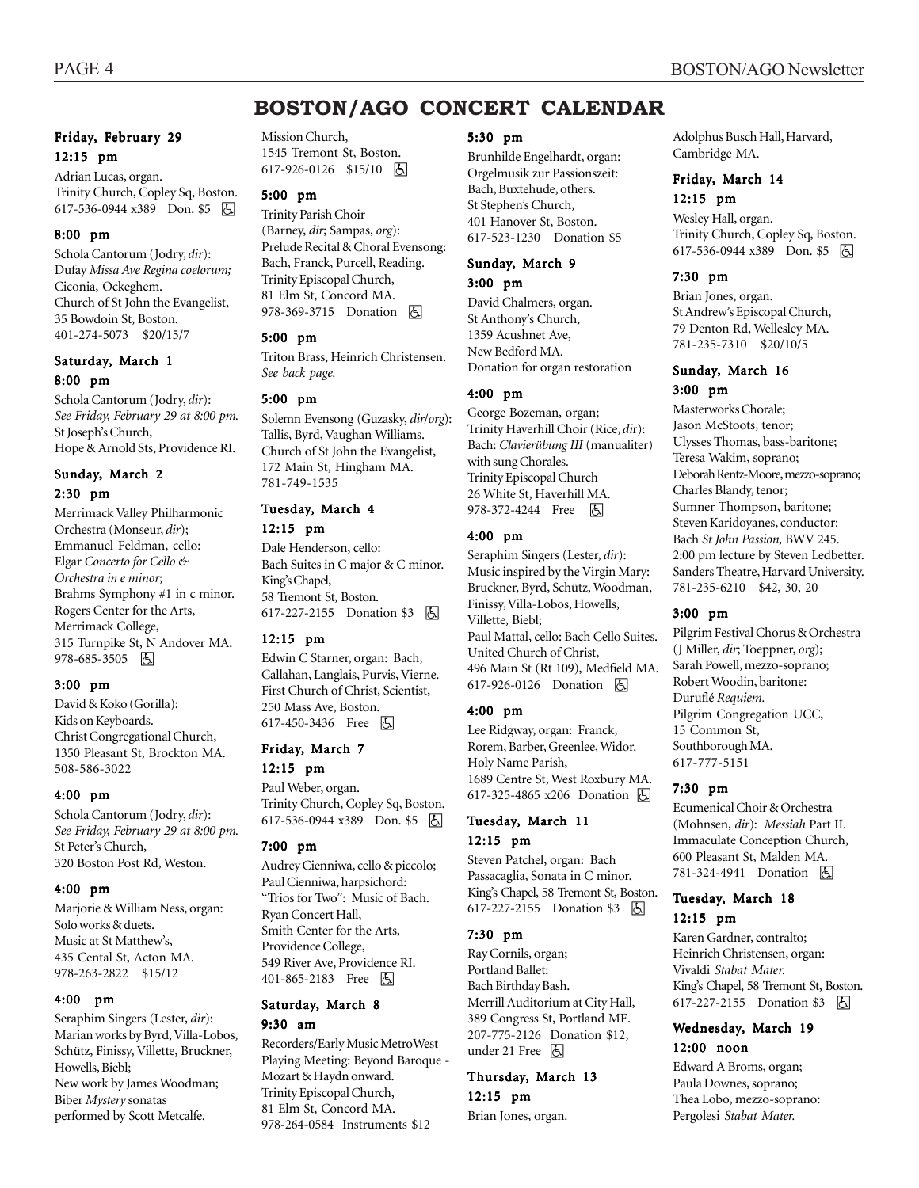# BOSTON/AGO CONCERT CALENDAR

### Friday, February 29

**12:15 pm**

Adrian Lucas, organ.
Trinity Church, Copley Sq, Boston.
617-536-0944 x389 Don. $5 ♿

**8:00 pm**

Schola Cantorum (Jodry, *dir*):
Dufay *Missa Ave Regina coelorum;*
Ciconia, Ockeghem.
Church of St John the Evangelist,
35 Bowdoin St, Boston.
401-274-5073 $20/15/7

### Saturday, March 1

**8:00 pm**

Schola Cantorum (Jodry, *dir*):
*See Friday, February 29 at 8:00 pm.*
St Joseph's Church,
Hope & Arnold Sts, Providence RI.

### Sunday, March 2

**2:30 pm**

Merrimack Valley Philharmonic Orchestra (Monseur, *dir*);
Emmanuel Feldman, cello:
Elgar *Concerto for Cello & Orchestra in e minor*;
Brahms Symphony #1 in c minor.
Rogers Center for the Arts,
Merrimack College,
315 Turnpike St, N Andover MA.
978-685-3505 ♿

**3:00 pm**

David & Koko (Gorilla):
Kids on Keyboards.
Christ Congregational Church,
1350 Pleasant St, Brockton MA.
508-586-3022

**4:00 pm**

Schola Cantorum (Jodry, *dir*):
*See Friday, February 29 at 8:00 pm.*
St Peter's Church,
320 Boston Post Rd, Weston.

**4:00 pm**

Marjorie & William Ness, organ:
Solo works & duets.
Music at St Matthew's,
435 Cental St, Acton MA.
978-263-2822 $15/12

**4:00 pm**

Seraphim Singers (Lester, *dir*):
Marian works by Byrd, Villa-Lobos, Schütz, Finissy, Villette, Bruckner, Howells, Biebl;
New work by James Woodman;
Biber *Mystery* sonatas performed by Scott Metcalfe.
Mission Church,
1545 Tremont St, Boston.
617-926-0126 $15/10 ♿

**5:00 pm**

Trinity Parish Choir
(Barney, *dir*; Sampas, *org*):
Prelude Recital & Choral Evensong:
Bach, Franck, Purcell, Reading.
Trinity Episcopal Church,
81 Elm St, Concord MA.
978-369-3715 Donation ♿

**5:00 pm**

Triton Brass, Heinrich Christensen.
*See back page.*

**5:00 pm**

Solemn Evensong (Guzasky, *dir/org*):
Tallis, Byrd, Vaughan Williams.
Church of St John the Evangelist,
172 Main St, Hingham MA.
781-749-1535

### Tuesday, March 4

**12:15 pm**

Dale Henderson, cello:
Bach Suites in C major & C minor.
King's Chapel,
58 Tremont St, Boston.
617-227-2155 Donation $3 ♿

**12:15 pm**

Edwin C Starner, organ: Bach, Callahan, Langlais, Purvis, Vierne.
First Church of Christ, Scientist,
250 Mass Ave, Boston.
617-450-3436 Free ♿

### Friday, March 7

**12:15 pm**

Paul Weber, organ.
Trinity Church, Copley Sq, Boston.
617-536-0944 x389 Don. $5 ♿

**7:00 pm**

Audrey Cienniwa, cello & piccolo;
Paul Cienniwa, harpsichord:
"Trios for Two": Music of Bach.
Ryan Concert Hall,
Smith Center for the Arts,
Providence College,
549 River Ave, Providence RI.
401-865-2183 Free ♿

### Saturday, March 8

**9:30 am**

Recorders/Early Music MetroWest
Playing Meeting: Beyond Baroque - Mozart & Haydn onward.
Trinity Episcopal Church,
81 Elm St, Concord MA.
978-264-0584 Instruments $12

**5:30 pm**

Brunhilde Engelhardt, organ:
Orgelmusik zur Passionszeit:
Bach, Buxtehude, others.
St Stephen's Church,
401 Hanover St, Boston.
617-523-1230 Donation $5

### Sunday, March 9

**3:00 pm**

David Chalmers, organ.
St Anthony's Church,
1359 Acushnet Ave,
New Bedford MA.
Donation for organ restoration

**4:00 pm**

George Bozeman, organ;
Trinity Haverhill Choir (Rice, *dir*):
Bach: *Clavierübung III* (manualiter) with sung Chorales.
Trinity Episcopal Church
26 White St, Haverhill MA.
978-372-4244 Free ♿

**4:00 pm**

Seraphim Singers (Lester, *dir*):
Music inspired by the Virgin Mary:
Bruckner, Byrd, Schütz, Woodman, Finissy, Villa-Lobos, Howells, Villette, Biebl;
Paul Mattal, cello: Bach Cello Suites.
United Church of Christ,
496 Main St (Rt 109), Medfield MA.
617-926-0126 Donation ♿

**4:00 pm**

Lee Ridgway, organ: Franck, Rorem, Barber, Greenlee, Widor.
Holy Name Parish,
1689 Centre St, West Roxbury MA.
617-325-4865 x206 Donation ♿

### Tuesday, March 11

**12:15 pm**

Steven Patchel, organ: Bach Passacaglia, Sonata in C minor.
King's Chapel, 58 Tremont St, Boston.
617-227-2155 Donation $3 ♿

**7:30 pm**

Ray Cornils, organ;
Portland Ballet:
Bach Birthday Bash.
Merrill Auditorium at City Hall,
389 Congress St, Portland ME.
207-775-2126 Donation $12, under 21 Free ♿

### Thursday, March 13

**12:15 pm**

Brian Jones, organ.
Adolphus Busch Hall, Harvard,
Cambridge MA.

### Friday, March 14

**12:15 pm**

Wesley Hall, organ.
Trinity Church, Copley Sq, Boston.
617-536-0944 x389 Don. $5 ♿

**7:30 pm**

Brian Jones, organ.
St Andrew's Episcopal Church,
79 Denton Rd, Wellesley MA.
781-235-7310 $20/10/5

### Sunday, March 16

**3:00 pm**

Masterworks Chorale;
Jason McStoots, tenor;
Ulysses Thomas, bass-baritone;
Teresa Wakim, soprano;
Deborah Rentz-Moore, mezzo-soprano;
Charles Blandy, tenor;
Sumner Thompson, baritone;
Steven Karidoyanes, conductor:
Bach *St John Passion*, BWV 245.
2:00 pm lecture by Steven Ledbetter.
Sanders Theatre, Harvard University.
781-235-6210 $42, 30, 20

**3:00 pm**

Pilgrim Festival Chorus & Orchestra
(J Miller, *dir*; Toeppner, *org*);
Sarah Powell, mezzo-soprano;
Robert Woodin, baritone:
Duruflé *Requiem*.
Pilgrim Congregation UCC,
15 Common St,
Southborough MA.
617-777-5151

**7:30 pm**

Ecumenical Choir & Orchestra
(Mohnsen, *dir*): *Messiah* Part II.
Immaculate Conception Church,
600 Pleasant St, Malden MA.
781-324-4941 Donation ♿

### Tuesday, March 18

**12:15 pm**

Karen Gardner, contralto;
Heinrich Christensen, organ:
Vivaldi *Stabat Mater*.
King's Chapel, 58 Tremont St, Boston.
617-227-2155 Donation $3 ♿

### Wednesday, March 19

**12:00 noon**

Edward A Broms, organ;
Paula Downes, soprano;
Thea Lobo, mezzo-soprano:
Pergolesi *Stabat Mater*.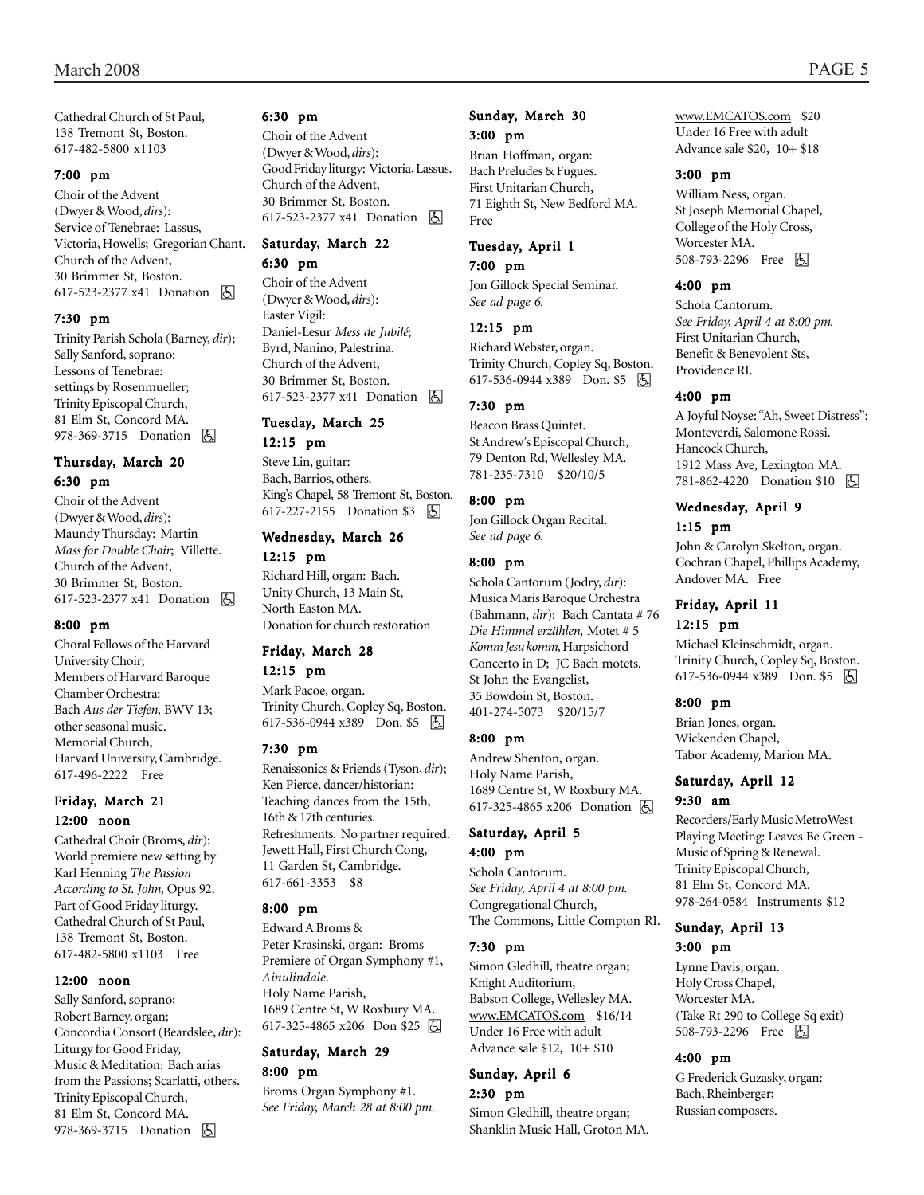Cathedral Church of St Paul,
138 Tremont St, Boston.
617-482-5800 x1103

**7:00 pm**

Choir of the Advent
(Dwyer & Wood, *dirs*):
Service of Tenebrae: Lassus, Victoria, Howells; Gregorian Chant.
Church of the Advent,
30 Brimmer St, Boston.
617-523-2377 x41 Donation ♿

**7:30 pm**

Trinity Parish Schola (Barney, *dir*);
Sally Sanford, soprano:
Lessons of Tenebrae:
settings by Rosenmueller;
Trinity Episcopal Church,
81 Elm St, Concord MA.
978-369-3715 Donation ♿

## Thursday, March 20

**6:30 pm**

Choir of the Advent
(Dwyer & Wood, *dirs*):
Maundy Thursday: Martin *Mass for Double Choir*; Villette.
Church of the Advent,
30 Brimmer St, Boston.
617-523-2377 x41 Donation ♿

**8:00 pm**

Choral Fellows of the Harvard University Choir;
Members of Harvard Baroque Chamber Orchestra:
Bach *Aus der Tiefen,* BWV 13;
other seasonal music.
Memorial Church,
Harvard University, Cambridge.
617-496-2222 Free

## Friday, March 21

**12:00 noon**

Cathedral Choir (Broms, *dir*):
World premiere new setting by Karl Henning *The Passion According to St. John,* Opus 92.
Part of Good Friday liturgy.
Cathedral Church of St Paul,
138 Tremont St, Boston.
617-482-5800 x1103 Free

**12:00 noon**

Sally Sanford, soprano;
Robert Barney, organ;
Concordia Consort (Beardslee, *dir*):
Liturgy for Good Friday,
Music & Meditation: Bach arias from the Passions; Scarlatti, others.
Trinity Episcopal Church,
81 Elm St, Concord MA.
978-369-3715 Donation ♿

**6:30 pm**

Choir of the Advent
(Dwyer & Wood, *dirs*):
Good Friday liturgy: Victoria, Lassus.
Church of the Advent,
30 Brimmer St, Boston.
617-523-2377 x41 Donation ♿

## Saturday, March 22

**6:30 pm**

Choir of the Advent
(Dwyer & Wood, *dirs*):
Easter Vigil:
Daniel-Lesur *Mess de Jubilé*;
Byrd, Nanino, Palestrina.
Church of the Advent,
30 Brimmer St, Boston.
617-523-2377 x41 Donation ♿

## Tuesday, March 25

**12:15 pm**

Steve Lin, guitar:
Bach, Barrios, others.
King's Chapel, 58 Tremont St, Boston.
617-227-2155 Donation $3 ♿

## Wednesday, March 26

**12:15 pm**

Richard Hill, organ: Bach.
Unity Church, 13 Main St,
North Easton MA.
Donation for church restoration

## Friday, March 28

**12:15 pm**

Mark Pacoe, organ.
Trinity Church, Copley Sq, Boston.
617-536-0944 x389 Don. $5 ♿

**7:30 pm**

Renaissonics & Friends (Tyson, *dir*);
Ken Pierce, dancer/historian:
Teaching dances from the 15th, 16th & 17th centuries.
Refreshments. No partner required.
Jewett Hall, First Church Cong,
11 Garden St, Cambridge.
617-661-3353 $8

**8:00 pm**

Edward A Broms &
Peter Krasinski, organ: Broms Premiere of Organ Symphony #1, *Ainulindale*.
Holy Name Parish,
1689 Centre St, W Roxbury MA.
617-325-4865 x206 Don $25 ♿

## Saturday, March 29

**8:00 pm**

Broms Organ Symphony #1.
*See Friday, March 28 at 8:00 pm.*

## Sunday, March 30

**3:00 pm**

Brian Hoffman, organ:
Bach Preludes & Fugues.
First Unitarian Church,
71 Eighth St, New Bedford MA.
Free

## Tuesday, April 1

**7:00 pm**

Jon Gillock Special Seminar.
*See ad page 6.*

**12:15 pm**

Richard Webster, organ.
Trinity Church, Copley Sq, Boston.
617-536-0944 x389 Don. $5 ♿

**7:30 pm**

Beacon Brass Quintet.
St Andrew's Episcopal Church,
79 Denton Rd, Wellesley MA.
781-235-7310 $20/10/5

**8:00 pm**

Jon Gillock Organ Recital.
*See ad page 6.*

**8:00 pm**

Schola Cantorum (Jodry, *dir*):
Musica Maris Baroque Orchestra (Bahmann, *dir*): Bach Cantata # 76 *Die Himmel erzählen,* Motet # 5 *Komm Jesu komm,* Harpsichord Concerto in D; JC Bach motets.
St John the Evangelist,
35 Bowdoin St, Boston.
401-274-5073 $20/15/7

**8:00 pm**

Andrew Shenton, organ.
Holy Name Parish,
1689 Centre St, W Roxbury MA.
617-325-4865 x206 Donation ♿

## Saturday, April 5

**4:00 pm**

Schola Cantorum.
*See Friday, April 4 at 8:00 pm.*
Congregational Church,
The Commons, Little Compton RI.

**7:30 pm**

Simon Gledhill, theatre organ;
Knight Auditorium,
Babson College, Wellesley MA.
www.EMCATOS.com $16/14
Under 16 Free with adult
Advance sale $12, 10+ $10

## Sunday, April 6

**2:30 pm**

Simon Gledhill, theatre organ;
Shanklin Music Hall, Groton MA.
www.EMCATOS.com $20
Under 16 Free with adult
Advance sale $20, 10+ $18

**3:00 pm**

William Ness, organ.
St Joseph Memorial Chapel,
College of the Holy Cross,
Worcester MA.
508-793-2296 Free ♿

**4:00 pm**

Schola Cantorum.
*See Friday, April 4 at 8:00 pm.*
First Unitarian Church,
Benefit & Benevolent Sts,
Providence RI.

**4:00 pm**

A Joyful Noyse: "Ah, Sweet Distress":
Monteverdi, Salomone Rossi.
Hancock Church,
1912 Mass Ave, Lexington MA.
781-862-4220 Donation $10 ♿

## Wednesday, April 9

**1:15 pm**

John & Carolyn Skelton, organ.
Cochran Chapel, Phillips Academy,
Andover MA. Free

## Friday, April 11

**12:15 pm**

Michael Kleinschmidt, organ.
Trinity Church, Copley Sq, Boston.
617-536-0944 x389 Don. $5 ♿

**8:00 pm**

Brian Jones, organ.
Wickenden Chapel,
Tabor Academy, Marion MA.

## Saturday, April 12

**9:30 am**

Recorders/Early Music MetroWest
Playing Meeting: Leaves Be Green - Music of Spring & Renewal.
Trinity Episcopal Church,
81 Elm St, Concord MA.
978-264-0584 Instruments $12

## Sunday, April 13

**3:00 pm**

Lynne Davis, organ.
Holy Cross Chapel,
Worcester MA.
(Take Rt 290 to College Sq exit)
508-793-2296 Free ♿

**4:00 pm**

G Frederick Guzasky, organ:
Bach, Rheinberger;
Russian composers.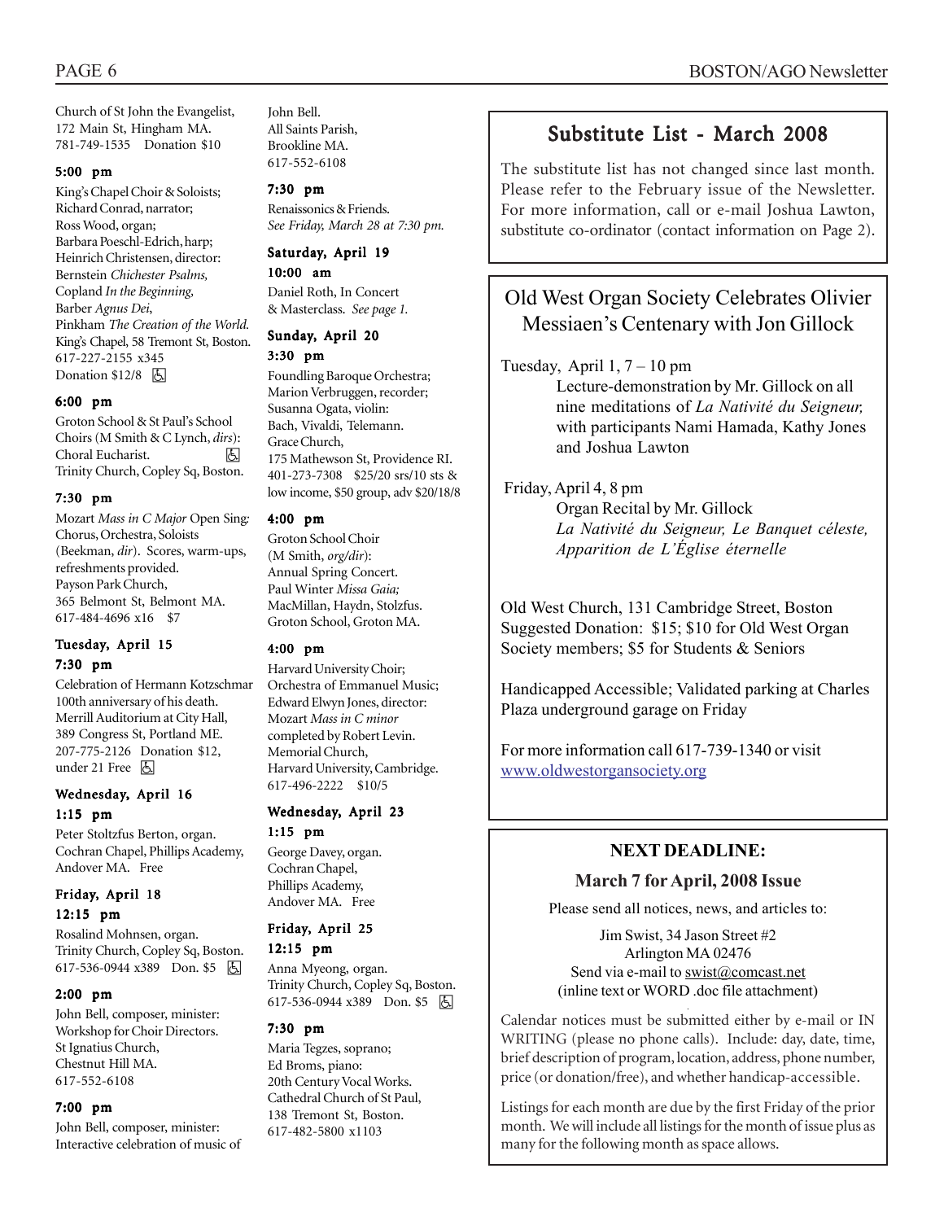Church of St John the Evangelist,
172 Main St, Hingham MA.
781-749-1535 Donation $10

#### 5:00 pm

King's Chapel Choir & Soloists;
Richard Conrad, narrator;
Ross Wood, organ;
Barbara Poeschl-Edrich, harp;
Heinrich Christensen, director:
Bernstein *Chichester Psalms,*
Copland *In the Beginning,*
Barber *Agnus Dei*,
Pinkham *The Creation of the World.*
King's Chapel, 58 Tremont St, Boston.
617-227-2155 x345
Donation $12/8 ♿

#### 6:00 pm

Groton School & St Paul's School Choirs (M Smith & C Lynch, *dirs*):
Choral Eucharist. ♿
Trinity Church, Copley Sq, Boston.

#### 7:30 pm

Mozart *Mass in C Major* Open Sing: Chorus, Orchestra, Soloists (Beekman, *dir*). Scores, warm-ups, refreshments provided.
Payson Park Church,
365 Belmont St, Belmont MA.
617-484-4696 x16 $7

### Tuesday, April 15

#### 7:30 pm

Celebration of Hermann Kotzschmar 100th anniversary of his death.
Merrill Auditorium at City Hall,
389 Congress St, Portland ME.
207-775-2126 Donation $12, under 21 Free ♿

### Wednesday, April 16

#### 1:15 pm

Peter Stoltzfus Berton, organ.
Cochran Chapel, Phillips Academy, Andover MA. Free

### Friday, April 18

#### 12:15 pm

Rosalind Mohnsen, organ.
Trinity Church, Copley Sq, Boston.
617-536-0944 x389 Don. $5 ♿

#### 2:00 pm

John Bell, composer, minister:
Workshop for Choir Directors.
St Ignatius Church,
Chestnut Hill MA.
617-552-6108

#### 7:00 pm

John Bell, composer, minister:
Interactive celebration of music of John Bell.
All Saints Parish,
Brookline MA.
617-552-6108

#### 7:30 pm

Renaissonics & Friends.
*See Friday, March 28 at 7:30 pm.*

### Saturday, April 19

#### 10:00 am

Daniel Roth, In Concert & Masterclass. *See page 1.*

### Sunday, April 20

#### 3:30 pm

Foundling Baroque Orchestra;
Marion Verbruggen, recorder;
Susanna Ogata, violin:
Bach, Vivaldi, Telemann.
Grace Church,
175 Mathewson St, Providence RI.
401-273-7308 $25/20 srs/10 sts & low income, $50 group, adv $20/18/8

#### 4:00 pm

Groton School Choir (M Smith, *org/dir*):
Annual Spring Concert.
Paul Winter *Missa Gaia;*
MacMillan, Haydn, Stolzfus.
Groton School, Groton MA.

#### 4:00 pm

Harvard University Choir;
Orchestra of Emmanuel Music;
Edward Elwyn Jones, director:
Mozart *Mass in C minor* completed by Robert Levin.
Memorial Church,
Harvard University, Cambridge.
617-496-2222 $10/5

### Wednesday, April 23

#### 1:15 pm

George Davey, organ.
Cochran Chapel,
Phillips Academy,
Andover MA. Free

### Friday, April 25

#### 12:15 pm

Anna Myeong, organ.
Trinity Church, Copley Sq, Boston.
617-536-0944 x389 Don. $5 ♿

#### 7:30 pm

Maria Tegzes, soprano;
Ed Broms, piano:
20th Century Vocal Works.
Cathedral Church of St Paul,
138 Tremont St, Boston.
617-482-5800 x1103

## Substitute List - March 2008

The substitute list has not changed since last month. Please refer to the February issue of the Newsletter. For more information, call or e-mail Joshua Lawton, substitute co-ordinator (contact information on Page 2).

## Old West Organ Society Celebrates Olivier Messiaen's Centenary with Jon Gillock

Tuesday, April 1, 7 – 10 pm
Lecture-demonstration by Mr. Gillock on all nine meditations of *La Nativité du Seigneur,* with participants Nami Hamada, Kathy Jones and Joshua Lawton

Friday, April 4, 8 pm
Organ Recital by Mr. Gillock
*La Nativité du Seigneur, Le Banquet céleste, Apparition de L'Église éternelle*

Old West Church, 131 Cambridge Street, Boston
Suggested Donation: $15; $10 for Old West Organ Society members; $5 for Students & Seniors

Handicapped Accessible; Validated parking at Charles Plaza underground garage on Friday

For more information call 617-739-1340 or visit www.oldwestorgansociety.org

## NEXT DEADLINE:

**March 7 for April, 2008 Issue**

Please send all notices, news, and articles to:

Jim Swist, 34 Jason Street #2
Arlington MA 02476
Send via e-mail to swist@comcast.net
(inline text or WORD .doc file attachment)

Calendar notices must be submitted either by e-mail or IN WRITING (please no phone calls). Include: day, date, time, brief description of program, location, address, phone number, price (or donation/free), and whether handicap-accessible.

Listings for each month are due by the first Friday of the prior month. We will include all listings for the month of issue plus as many for the following month as space allows.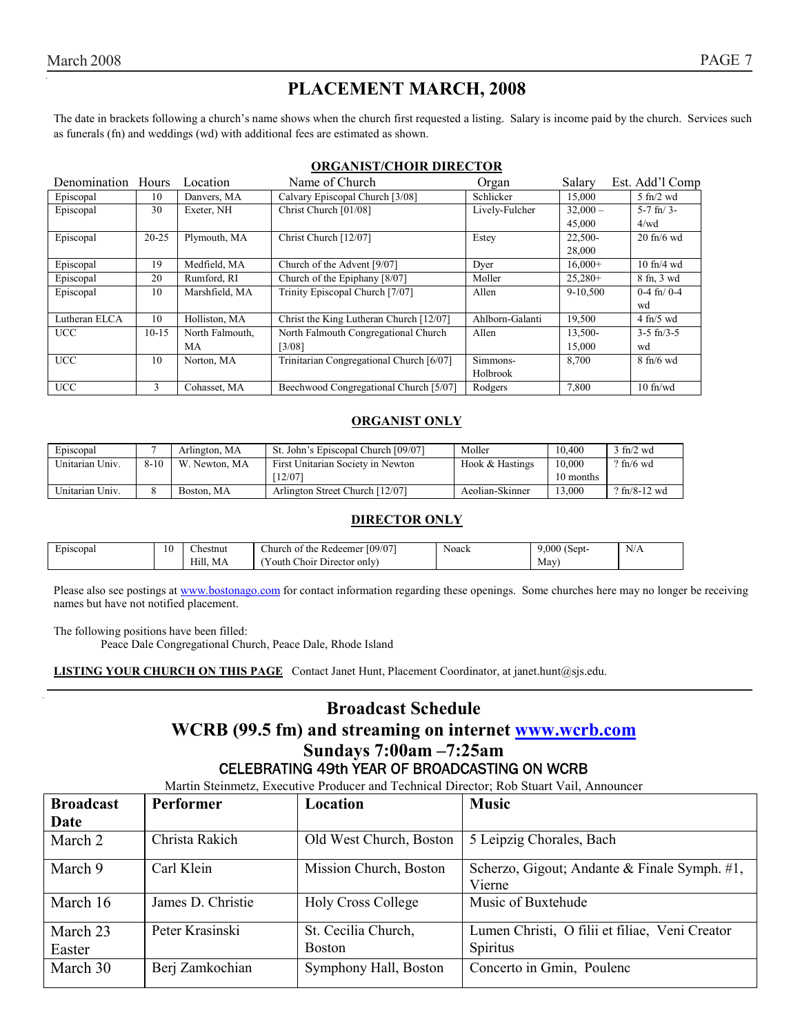# PLACEMENT MARCH, 2008

The date in brackets following a church's name shows when the church first requested a listing. Salary is income paid by the church. Services such as funerals (fn) and weddings (wd) with additional fees are estimated as shown.

## ORGANIST/CHOIR DIRECTOR

| Denomination | Hours | Location | Name of Church | Organ | Salary | Est. Add'l Comp |
|---|---|---|---|---|---|---|
| Episcopal | 10 | Danvers, MA | Calvary Episcopal Church [3/08] | Schlicker | 15,000 | 5 fn/2 wd |
| Episcopal | 30 | Exeter, NH | Christ Church [01/08] | Lively-Fulcher | 32,000 – 45,000 | 5-7 fn/ 3-4/wd |
| Episcopal | 20-25 | Plymouth, MA | Christ Church [12/07] | Estey | 22,500-28,000 | 20 fn/6 wd |
| Episcopal | 19 | Medfield, MA | Church of the Advent [9/07] | Dyer | 16,000+ | 10 fn/4 wd |
| Episcopal | 20 | Rumford, RI | Church of the Epiphany [8/07] | Moller | 25,280+ | 8 fn, 3 wd |
| Episcopal | 10 | Marshfield, MA | Trinity Episcopal Church [7/07] | Allen | 9-10,500 | 0-4 fn/ 0-4 wd |
| Lutheran ELCA | 10 | Holliston, MA | Christ the King Lutheran Church [12/07] | Ahlborn-Galanti | 19,500 | 4 fn/5 wd |
| UCC | 10-15 | North Falmouth, MA | North Falmouth Congregational Church [3/08] | Allen | 13,500-15,000 | 3-5 fn/3-5 wd |
| UCC | 10 | Norton, MA | Trinitarian Congregational Church [6/07] | Simmons-Holbrook | 8,700 | 8 fn/6 wd |
| UCC | 3 | Cohasset, MA | Beechwood Congregational Church [5/07] | Rodgers | 7,800 | 10 fn/wd |

## ORGANIST ONLY

| Denomination | Hours | Location | Name of Church | Organ | Salary | Est. Add'l Comp |
|---|---|---|---|---|---|---|
| Episcopal | 7 | Arlington, MA | St. John's Episcopal Church [09/07] | Moller | 10,400 | 3 fn/2 wd |
| Unitarian Univ. | 8-10 | W. Newton, MA | First Unitarian Society in Newton [12/07] | Hook & Hastings | 10,000 10 months | ? fn/6 wd |
| Unitarian Univ. | 8 | Boston, MA | Arlington Street Church [12/07] | Aeolian-Skinner | 13,000 | ? fn/8-12 wd |

## DIRECTOR ONLY

| Denomination | Hours | Location | Name of Church | Organ | Salary | Est. Add'l Comp |
|---|---|---|---|---|---|---|
| Episcopal | 10 | Chestnut Hill, MA | Church of the Redeemer [09/07] (Youth Choir Director only) | Noack | 9,000 (Sept-May) | N/A |

Please also see postings at www.bostonago.com for contact information regarding these openings. Some churches here may no longer be receiving names but have not notified placement.

The following positions have been filled:
Peace Dale Congregational Church, Peace Dale, Rhode Island

**LISTING YOUR CHURCH ON THIS PAGE** Contact Janet Hunt, Placement Coordinator, at janet.hunt@sjs.edu.

# Broadcast Schedule
## WCRB (99.5 fm) and streaming on internet www.wcrb.com
## Sundays 7:00am –7:25am
### CELEBRATING 49th YEAR OF BROADCASTING ON WCRB

Martin Steinmetz, Executive Producer and Technical Director; Rob Stuart Vail, Announcer

| Broadcast Date | Performer | Location | Music |
|---|---|---|---|
| March 2 | Christa Rakich | Old West Church, Boston | 5 Leipzig Chorales, Bach |
| March 9 | Carl Klein | Mission Church, Boston | Scherzo, Gigout; Andante & Finale Symph. #1, Vierne |
| March 16 | James D. Christie | Holy Cross College | Music of Buxtehude |
| March 23 Easter | Peter Krasinski | St. Cecilia Church, Boston | Lumen Christi, O filii et filiae, Veni Creator Spiritus |
| March 30 | Berj Zamkochian | Symphony Hall, Boston | Concerto in Gmin, Poulenc |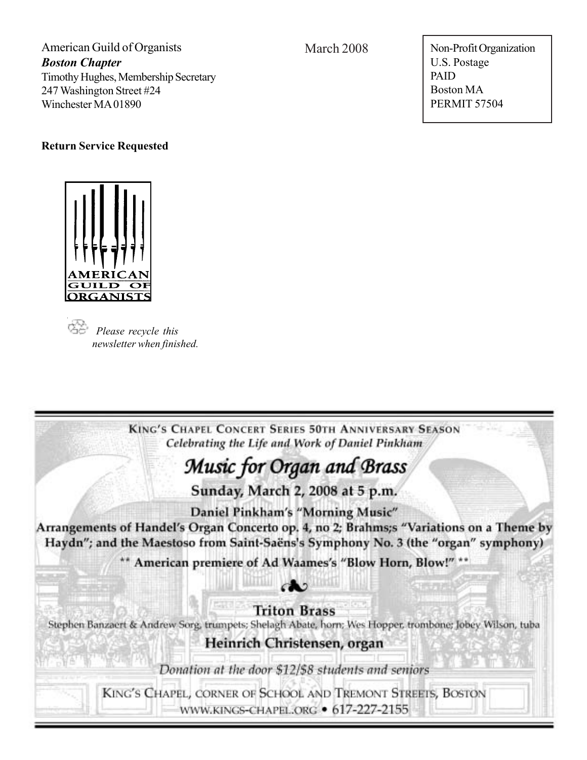American Guild of Organists
***Boston Chapter***
Timothy Hughes, Membership Secretary
247 Washington Street #24
Winchester MA 01890

March 2008

Non-Profit Organization
U.S. Postage
PAID
Boston MA
PERMIT 57504

**Return Service Requested**

AMERICAN GUILD OF ORGANISTS

*Please recycle this newsletter when finished.*

---

KING'S CHAPEL CONCERT SERIES 50TH ANNIVERSARY SEASON
*Celebrating the Life and Work of Daniel Pinkham*

# *Music for Organ and Brass*

## Sunday, March 2, 2008 at 5 p.m.

**Daniel Pinkham's "Morning Music"**
**Arrangements of Handel's Organ Concerto op. 4, no 2; Brahms;s "Variations on a Theme by Haydn"; and the Maestoso from Saint-Saëns's Symphony No. 3 (the "organ" symphony)**

**\*\* American premiere of Ad Waames's "Blow Horn, Blow!" \*\***

**Triton Brass**
Stephen Banzaert & Andrew Sorg, trumpets; Shelagh Abate, horn; Wes Hopper, trombone; Jobey Wilson, tuba

**Heinrich Christensen, organ**

*Donation at the door $12/$8 students and seniors*

KING'S CHAPEL, CORNER OF SCHOOL AND TREMONT STREETS, BOSTON
WWW.KINGS-CHAPEL.ORG • 617-227-2155